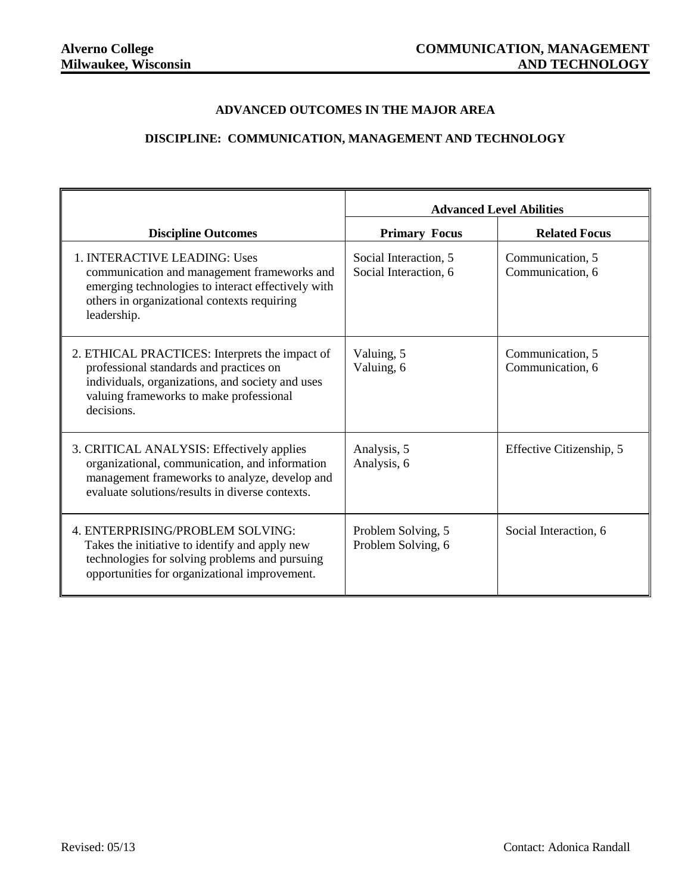Alverno College
Milwaukee, Wisconsin

COMMUNICATION, MANAGEMENT AND TECHNOLOGY

## ADVANCED OUTCOMES IN THE MAJOR AREA

## DISCIPLINE: COMMUNICATION, MANAGEMENT AND TECHNOLOGY

| | Advanced Level Abilities | |
|---|---|---|
| **Discipline Outcomes** | **Primary Focus** | **Related Focus** |
| 1. INTERACTIVE LEADING: Uses communication and management frameworks and emerging technologies to interact effectively with others in organizational contexts requiring leadership. | Social Interaction, 5<br>Social Interaction, 6 | Communication, 5<br>Communication, 6 |
| 2. ETHICAL PRACTICES: Interprets the impact of professional standards and practices on individuals, organizations, and society and uses valuing frameworks to make professional decisions. | Valuing, 5<br>Valuing, 6 | Communication, 5<br>Communication, 6 |
| 3. CRITICAL ANALYSIS: Effectively applies organizational, communication, and information management frameworks to analyze, develop and evaluate solutions/results in diverse contexts. | Analysis, 5<br>Analysis, 6 | Effective Citizenship, 5 |
| 4. ENTERPRISING/PROBLEM SOLVING: Takes the initiative to identify and apply new technologies for solving problems and pursuing opportunities for organizational improvement. | Problem Solving, 5<br>Problem Solving, 6 | Social Interaction, 6 |

Revised: 05/13

Contact: Adonica Randall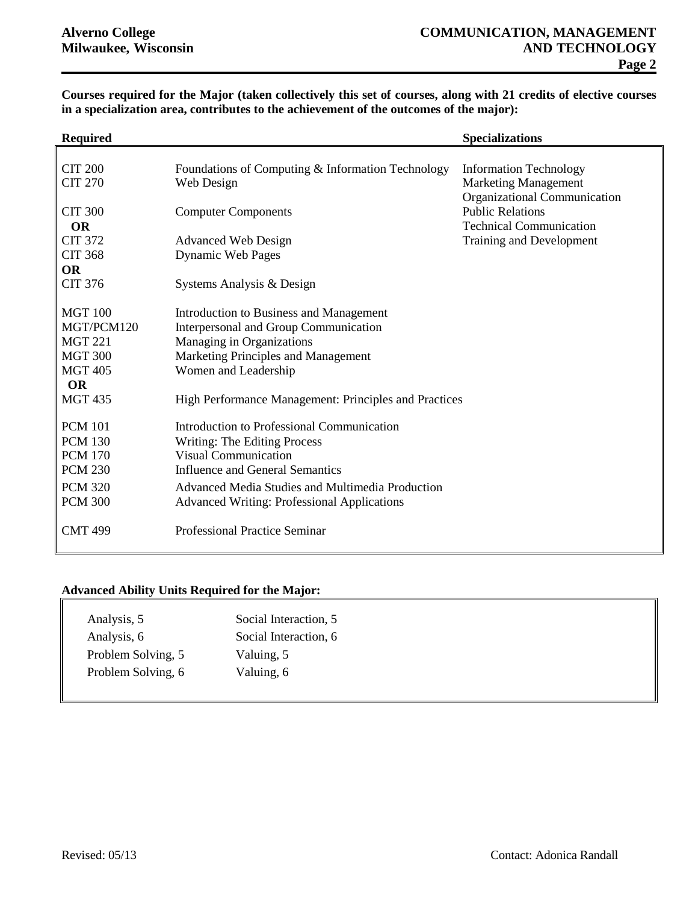**Courses required for the Major (taken collectively this set of courses, along with 21 credits of elective courses in a specialization area, contributes to the achievement of the outcomes of the major):**

| Required | | Specializations |
|---|---|---|
| CIT 200 | Foundations of Computing & Information Technology | Information Technology |
| CIT 270 | Web Design | Marketing Management |
| | | Organizational Communication |
| CIT 300 | Computer Components | Public Relations |
| **OR** | | Technical Communication |
| CIT 372 | Advanced Web Design | Training and Development |
| CIT 368 | Dynamic Web Pages | |
| **OR** | | |
| CIT 376 | Systems Analysis & Design | |
| MGT 100 | Introduction to Business and Management | |
| MGT/PCM120 | Interpersonal and Group Communication | |
| MGT 221 | Managing in Organizations | |
| MGT 300 | Marketing Principles and Management | |
| MGT 405 | Women and Leadership | |
| **OR** | | |
| MGT 435 | High Performance Management: Principles and Practices | |
| PCM 101 | Introduction to Professional Communication | |
| PCM 130 | Writing: The Editing Process | |
| PCM 170 | Visual Communication | |
| PCM 230 | Influence and General Semantics | |
| PCM 320 | Advanced Media Studies and Multimedia Production | |
| PCM 300 | Advanced Writing: Professional Applications | |
| CMT 499 | Professional Practice Seminar | |

**Advanced Ability Units Required for the Major:**

| | |
|---|---|
| Analysis, 5 | Social Interaction, 5 |
| Analysis, 6 | Social Interaction, 6 |
| Problem Solving, 5 | Valuing, 5 |
| Problem Solving, 6 | Valuing, 6 |

Revised: 05/13

Contact: Adonica Randall